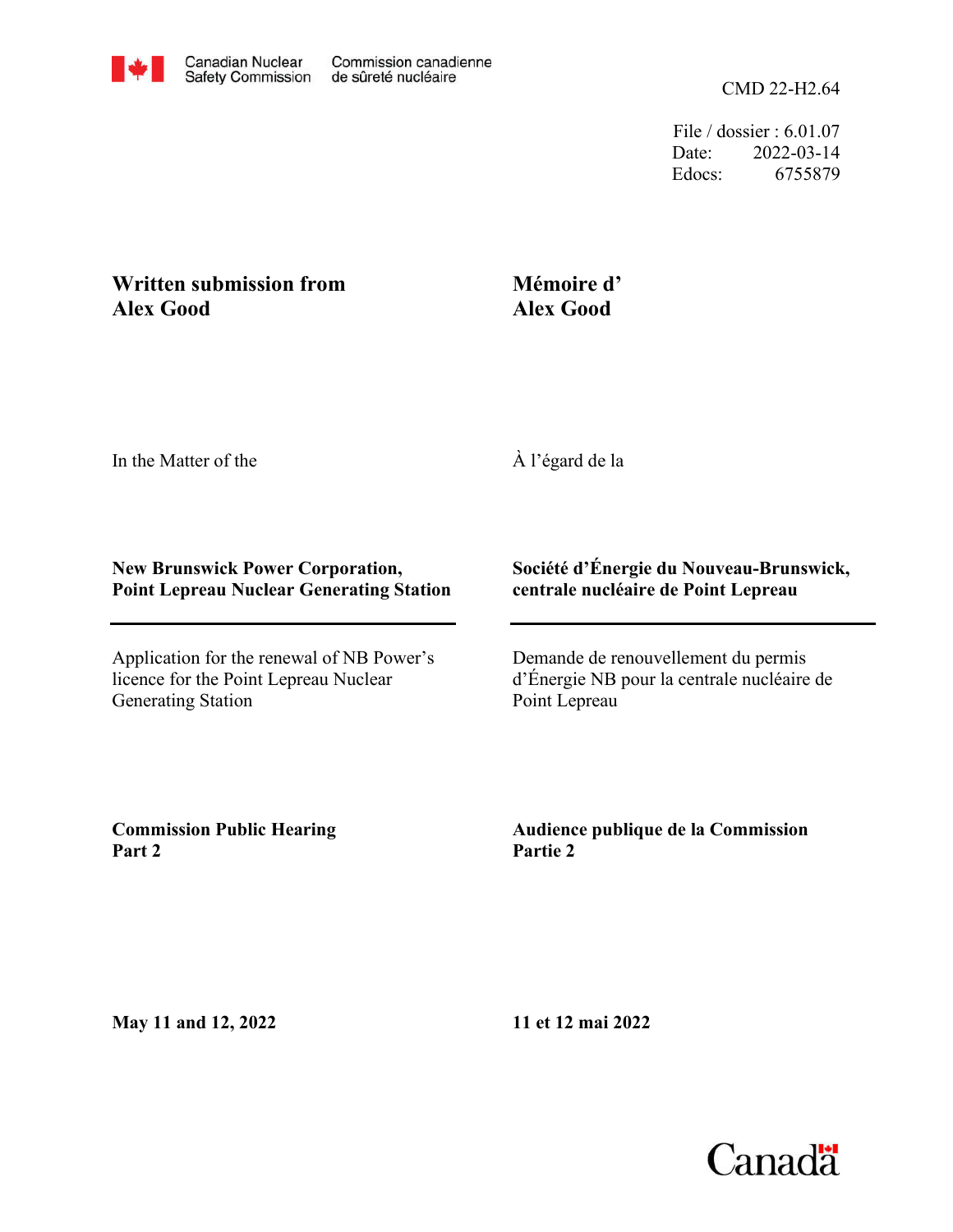Canadian Nuclear Safety Commission / Commission canadienne de sûreté nucléaire

CMD 22-H2.64

File / dossier : 6.01.07
Date: 2022-03-14
Edocs: 6755879

**Written submission from Alex Good**

**Mémoire d' Alex Good**

In the Matter of the

À l'égard de la

**New Brunswick Power Corporation, Point Lepreau Nuclear Generating Station**

**Société d'Énergie du Nouveau-Brunswick, centrale nucléaire de Point Lepreau**

Application for the renewal of NB Power's licence for the Point Lepreau Nuclear Generating Station

Demande de renouvellement du permis d'Énergie NB pour la centrale nucléaire de Point Lepreau

**Commission Public Hearing Part 2**

**Audience publique de la Commission Partie 2**

**May 11 and 12, 2022**

**11 et 12 mai 2022**

Canada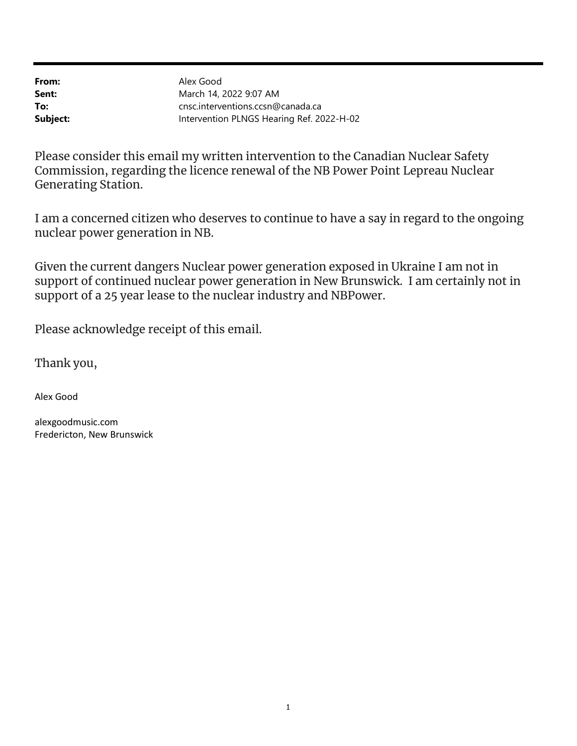**From:** Alex Good
**Sent:** March 14, 2022 9:07 AM
**To:** cnsc.interventions.ccsn@canada.ca
**Subject:** Intervention PLNGS Hearing Ref. 2022-H-02

Please consider this email my written intervention to the Canadian Nuclear Safety Commission, regarding the licence renewal of the NB Power Point Lepreau Nuclear Generating Station.

I am a concerned citizen who deserves to continue to have a say in regard to the ongoing nuclear power generation in NB.

Given the current dangers Nuclear power generation exposed in Ukraine I am not in support of continued nuclear power generation in New Brunswick. I am certainly not in support of a 25 year lease to the nuclear industry and NBPower.

Please acknowledge receipt of this email.

Thank you,

Alex Good

alexgoodmusic.com
Fredericton, New Brunswick